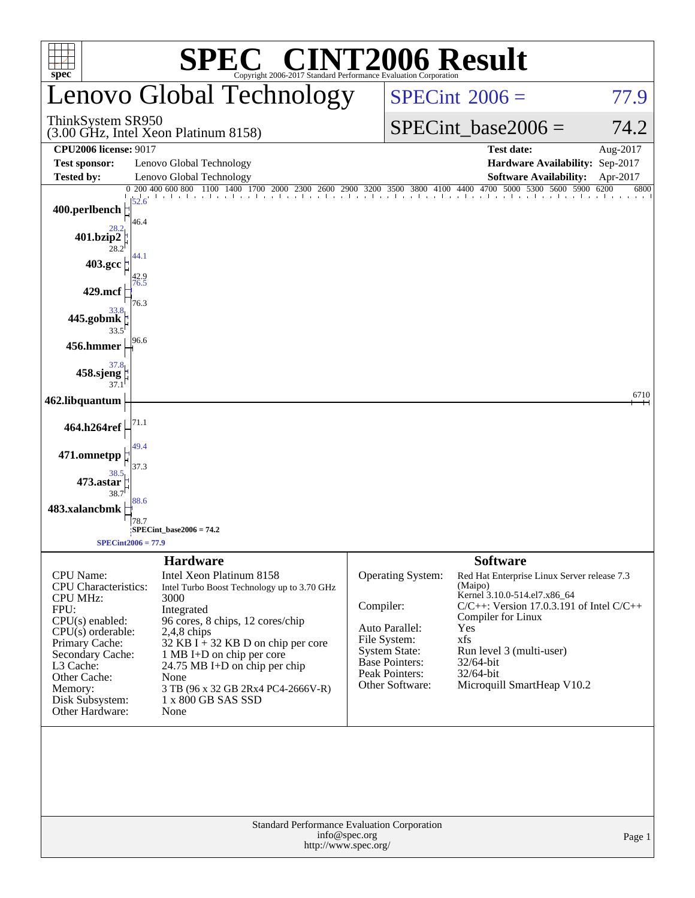# SPEC® CINT2006 Result

Copyright 2006-2017 Standard Performance Evaluation Corporation

## Lenovo Global Technology

ThinkSystem SR950
(3.00 GHz, Intel Xeon Platinum 8158)

SPECint_2006 = 77.9

SPECint_base2006 = 74.2

| | | | |
|---|---|---|---|
| **CPU2006 license:** 9017 | | **Test date:** | Aug-2017 |
| **Test sponsor:** | Lenovo Global Technology | **Hardware Availability:** | Sep-2017 |
| **Tested by:** | Lenovo Global Technology | **Software Availability:** | Apr-2017 |

| Benchmark | Peak | Base |
|---|---|---|
| 400.perlbench | 52.6 | 46.4 |
| 401.bzip2 | 28.2 | 28.2 |
| 403.gcc | 44.1 | 42.9 |
| 429.mcf | 76.5 | 76.3 |
| 445.gobmk | 33.8 | 33.5 |
| 456.hmmer | | 96.6 |
| 458.sjeng | 37.8 | 37.1 |
| 462.libquantum | | 6710 |
| 464.h264ref | | 71.1 |
| 471.omnetpp | 49.4 | 37.3 |
| 473.astar | 38.5 | 38.7 |
| 483.xalancbmk | 88.6 | 78.7 |

SPECint_base2006 = 74.2

SPECint2006 = 77.9

### Hardware

| | |
|---|---|
| CPU Name: | Intel Xeon Platinum 8158 |
| CPU Characteristics: | Intel Turbo Boost Technology up to 3.70 GHz |
| CPU MHz: | 3000 |
| FPU: | Integrated |
| CPU(s) enabled: | 96 cores, 8 chips, 12 cores/chip |
| CPU(s) orderable: | 2,4,8 chips |
| Primary Cache: | 32 KB I + 32 KB D on chip per core |
| Secondary Cache: | 1 MB I+D on chip per core |
| L3 Cache: | 24.75 MB I+D on chip per chip |
| Other Cache: | None |
| Memory: | 3 TB (96 x 32 GB 2Rx4 PC4-2666V-R) |
| Disk Subsystem: | 1 x 800 GB SAS SSD |
| Other Hardware: | None |

### Software

| | |
|---|---|
| Operating System: | Red Hat Enterprise Linux Server release 7.3 (Maipo) Kernel 3.10.0-514.el7.x86_64 |
| Compiler: | C/C++: Version 17.0.3.191 of Intel C/C++ Compiler for Linux |
| Auto Parallel: | Yes |
| File System: | xfs |
| System State: | Run level 3 (multi-user) |
| Base Pointers: | 32/64-bit |
| Peak Pointers: | 32/64-bit |
| Other Software: | Microquill SmartHeap V10.2 |

Standard Performance Evaluation Corporation
info@spec.org
http://www.spec.org/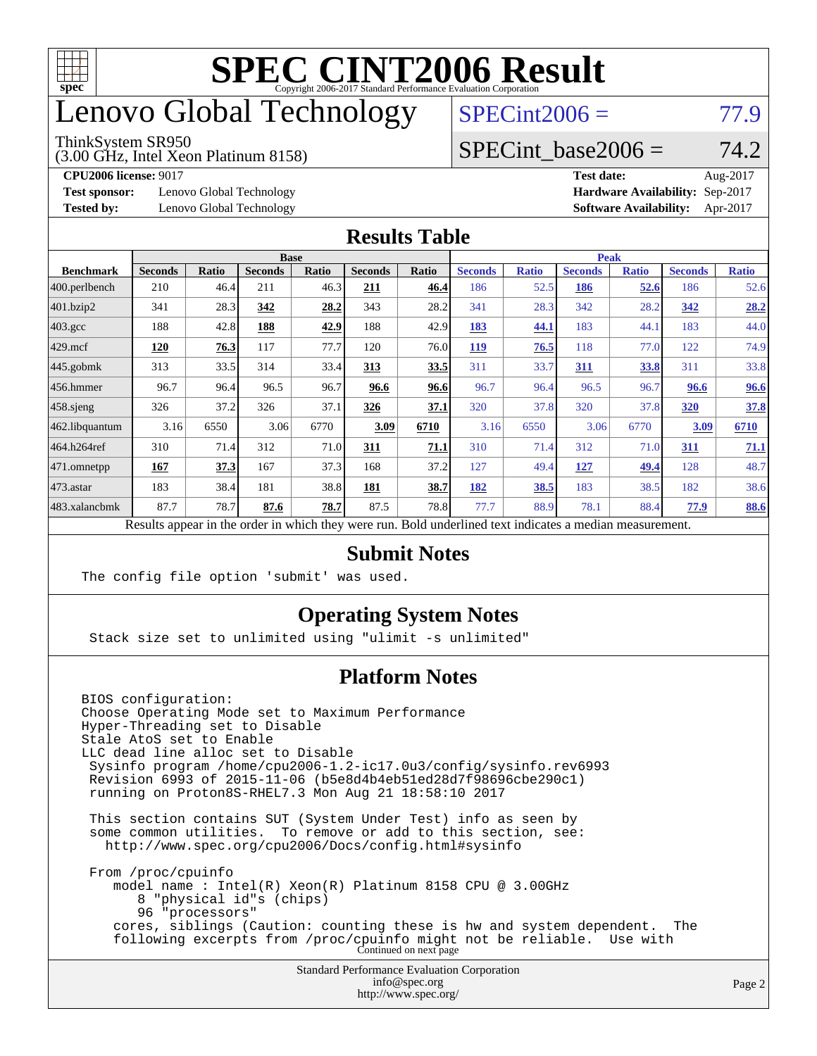# SPEC CINT2006 Result

Copyright 2006-2017 Standard Performance Evaluation Corporation

# Lenovo Global Technology

ThinkSystem SR950
(3.00 GHz, Intel Xeon Platinum 8158)

SPECint2006 = 77.9

SPECint_base2006 = 74.2

**CPU2006 license:** 9017 | **Test date:** Aug-2017
**Test sponsor:** Lenovo Global Technology | **Hardware Availability:** Sep-2017
**Tested by:** Lenovo Global Technology | **Software Availability:** Apr-2017

## Results Table

| | Base | | | | | | Peak | | | | | |
|---|---|---|---|---|---|---|---|---|---|---|---|---|
| Benchmark | Seconds | Ratio | Seconds | Ratio | Seconds | Ratio | Seconds | Ratio | Seconds | Ratio | Seconds | Ratio |
| 400.perlbench | 210 | 46.4 | 211 | 46.3 | **211** | **46.4** | 186 | 52.5 | **186** | **52.6** | 186 | 52.6 |
| 401.bzip2 | 341 | 28.3 | **342** | **28.2** | 343 | 28.2 | 341 | 28.3 | 342 | 28.2 | **342** | **28.2** |
| 403.gcc | 188 | 42.8 | **188** | **42.9** | 188 | 42.9 | **183** | **44.1** | 183 | 44.1 | 183 | 44.0 |
| 429.mcf | **120** | **76.3** | 117 | 77.7 | 120 | 76.0 | **119** | **76.5** | 118 | 77.0 | 122 | 74.9 |
| 445.gobmk | 313 | 33.5 | 314 | 33.4 | **313** | **33.5** | 311 | 33.7 | **311** | **33.8** | 311 | 33.8 |
| 456.hmmer | 96.7 | 96.4 | 96.5 | 96.7 | **96.6** | **96.6** | 96.7 | 96.4 | 96.5 | 96.7 | **96.6** | **96.6** |
| 458.sjeng | 326 | 37.2 | 326 | 37.1 | **326** | **37.1** | 320 | 37.8 | 320 | 37.8 | **320** | **37.8** |
| 462.libquantum | 3.16 | 6550 | 3.06 | 6770 | **3.09** | **6710** | 3.16 | 6550 | 3.06 | 6770 | **3.09** | **6710** |
| 464.h264ref | 310 | 71.4 | 312 | 71.0 | **311** | **71.1** | 310 | 71.4 | 312 | 71.0 | **311** | **71.1** |
| 471.omnetpp | **167** | **37.3** | 167 | 37.3 | 168 | 37.2 | 127 | 49.4 | **127** | **49.4** | 128 | 48.7 |
| 473.astar | 183 | 38.4 | 181 | 38.8 | **181** | **38.7** | **182** | **38.5** | 183 | 38.5 | 182 | 38.6 |
| 483.xalancbmk | 87.7 | 78.7 | **87.6** | **78.7** | 87.5 | 78.8 | 77.7 | 88.9 | 78.1 | 88.4 | **77.9** | **88.6** |

Results appear in the order in which they were run. Bold underlined text indicates a median measurement.

## Submit Notes

```
The config file option 'submit' was used.
```

## Operating System Notes

```
Stack size set to unlimited using "ulimit -s unlimited"
```

## Platform Notes

```
BIOS configuration:
Choose Operating Mode set to Maximum Performance
Hyper-Threading set to Disable
Stale AtoS set to Enable
LLC dead line alloc set to Disable
 Sysinfo program /home/cpu2006-1.2-ic17.0u3/config/sysinfo.rev6993
 Revision 6993 of 2015-11-06 (b5e8d4b4eb51ed28d7f98696cbe290c1)
 running on Proton8S-RHEL7.3 Mon Aug 21 18:58:10 2017

 This section contains SUT (System Under Test) info as seen by
 some common utilities.  To remove or add to this section, see:
   http://www.spec.org/cpu2006/Docs/config.html#sysinfo

 From /proc/cpuinfo
    model name : Intel(R) Xeon(R) Platinum 8158 CPU @ 3.00GHz
       8 "physical id"s (chips)
       96 "processors"
    cores, siblings (Caution: counting these is hw and system dependent.  The
    following excerpts from /proc/cpuinfo might not be reliable.  Use with
```

Continued on next page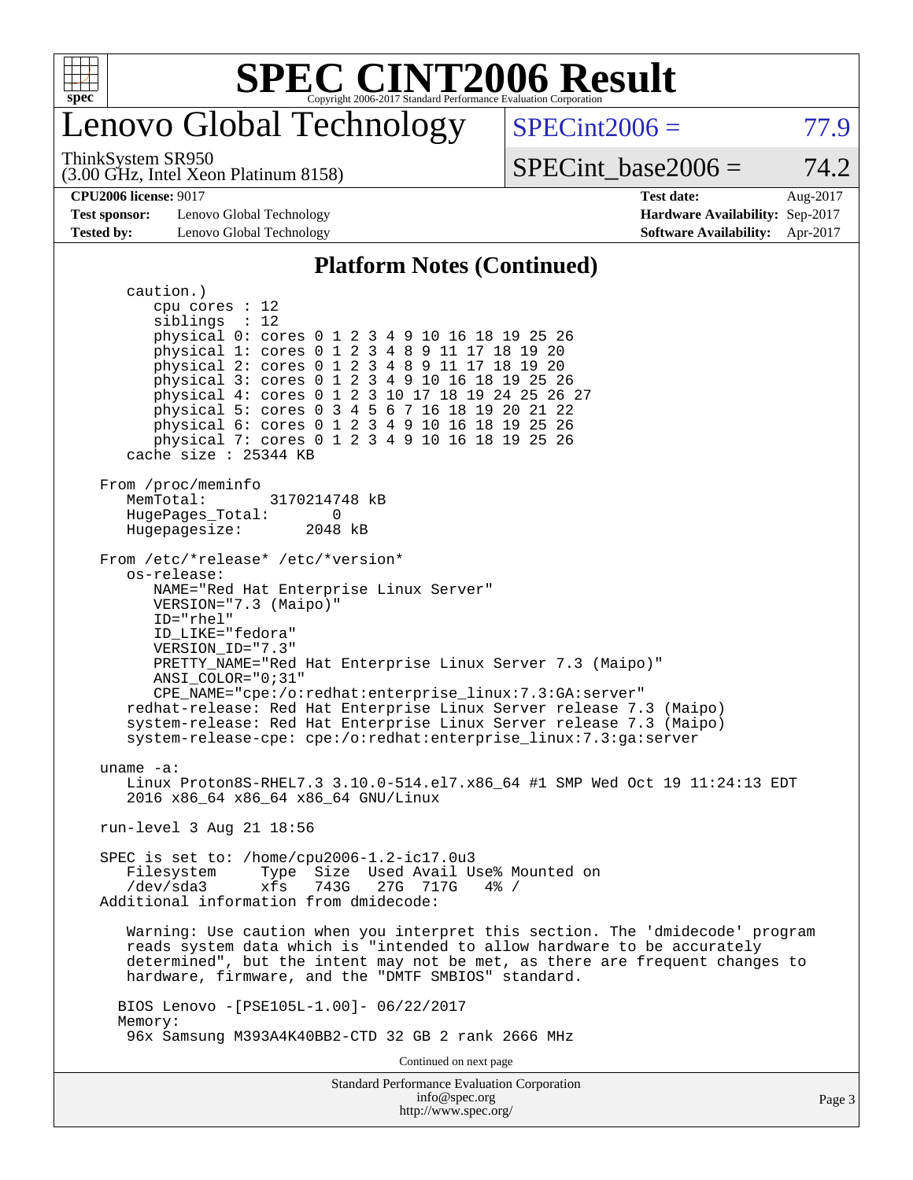# SPEC CINT2006 Result

Copyright 2006-2017 Standard Performance Evaluation Corporation

# Lenovo Global Technology

ThinkSystem SR950
(3.00 GHz, Intel Xeon Platinum 8158)

SPECint2006 = 77.9

SPECint_base2006 = 74.2

**CPU2006 license:** 9017
**Test sponsor:** Lenovo Global Technology
**Tested by:** Lenovo Global Technology

**Test date:** Aug-2017
**Hardware Availability:** Sep-2017
**Software Availability:** Apr-2017

## Platform Notes (Continued)

```
      caution.)
         cpu cores : 12
         siblings  : 12
         physical 0: cores 0 1 2 3 4 9 10 16 18 19 25 26
         physical 1: cores 0 1 2 3 4 8 9 11 17 18 19 20
         physical 2: cores 0 1 2 3 4 8 9 11 17 18 19 20
         physical 3: cores 0 1 2 3 4 9 10 16 18 19 25 26
         physical 4: cores 0 1 2 3 10 17 18 19 24 25 26 27
         physical 5: cores 0 3 4 5 6 7 16 18 19 20 21 22
         physical 6: cores 0 1 2 3 4 9 10 16 18 19 25 26
         physical 7: cores 0 1 2 3 4 9 10 16 18 19 25 26
      cache size : 25344 KB

   From /proc/meminfo
      MemTotal:       3170214748 kB
      HugePages_Total:       0
      Hugepagesize:       2048 kB

   From /etc/*release* /etc/*version*
      os-release:
         NAME="Red Hat Enterprise Linux Server"
         VERSION="7.3 (Maipo)"
         ID="rhel"
         ID_LIKE="fedora"
         VERSION_ID="7.3"
         PRETTY_NAME="Red Hat Enterprise Linux Server 7.3 (Maipo)"
         ANSI_COLOR="0;31"
         CPE_NAME="cpe:/o:redhat:enterprise_linux:7.3:GA:server"
      redhat-release: Red Hat Enterprise Linux Server release 7.3 (Maipo)
      system-release: Red Hat Enterprise Linux Server release 7.3 (Maipo)
      system-release-cpe: cpe:/o:redhat:enterprise_linux:7.3:ga:server

   uname -a:
      Linux Proton8S-RHEL7.3 3.10.0-514.el7.x86_64 #1 SMP Wed Oct 19 11:24:13 EDT
      2016 x86_64 x86_64 x86_64 GNU/Linux

   run-level 3 Aug 21 18:56

   SPEC is set to: /home/cpu2006-1.2-ic17.0u3
      Filesystem     Type  Size  Used Avail Use% Mounted on
      /dev/sda3      xfs   743G   27G  717G   4% /
   Additional information from dmidecode:

      Warning: Use caution when you interpret this section. The 'dmidecode' program
      reads system data which is "intended to allow hardware to be accurately
      determined", but the intent may not be met, as there are frequent changes to
      hardware, firmware, and the "DMTF SMBIOS" standard.

     BIOS Lenovo -[PSE105L-1.00]- 06/22/2017
     Memory:
      96x Samsung M393A4K40BB2-CTD 32 GB 2 rank 2666 MHz
```

Continued on next page

Standard Performance Evaluation Corporation
info@spec.org
http://www.spec.org/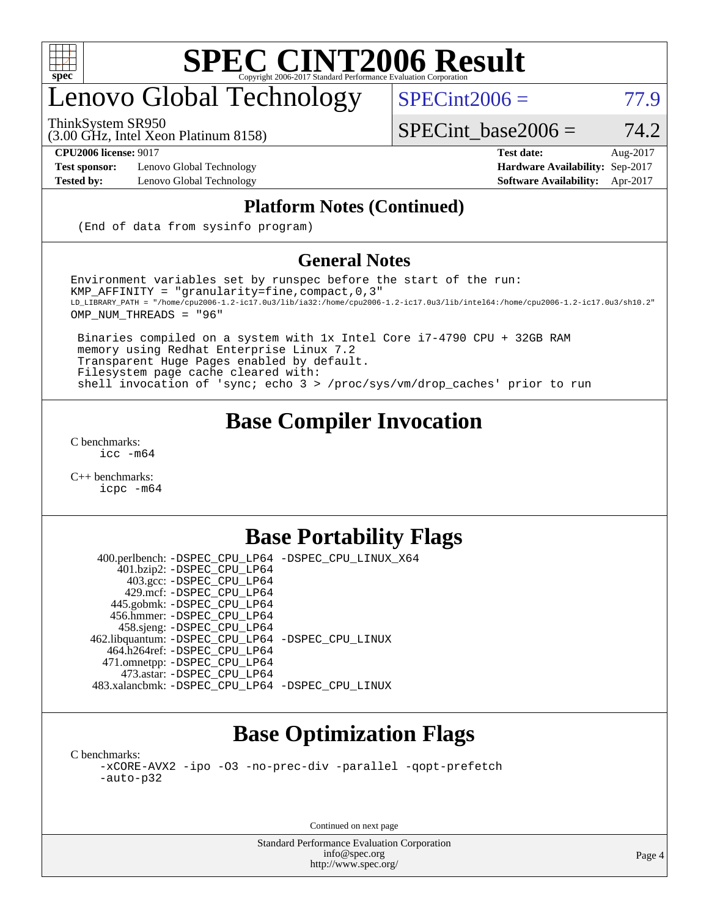# SPEC CINT2006 Result

Copyright 2006-2017 Standard Performance Evaluation Corporation

# Lenovo Global Technology

ThinkSystem SR950
(3.00 GHz, Intel Xeon Platinum 8158)

SPECint2006 = 77.9

SPECint_base2006 = 74.2

**CPU2006 license:** 9017 **Test date:** Aug-2017
**Test sponsor:** Lenovo Global Technology **Hardware Availability:** Sep-2017
**Tested by:** Lenovo Global Technology **Software Availability:** Apr-2017

## Platform Notes (Continued)

```
(End of data from sysinfo program)
```

## General Notes

```
Environment variables set by runspec before the start of the run:
KMP_AFFINITY = "granularity=fine,compact,0,3"
LD_LIBRARY_PATH = "/home/cpu2006-1.2-ic17.0u3/lib/ia32:/home/cpu2006-1.2-ic17.0u3/lib/intel64:/home/cpu2006-1.2-ic17.0u3/sh10.2"
OMP_NUM_THREADS = "96"

 Binaries compiled on a system with 1x Intel Core i7-4790 CPU + 32GB RAM
 memory using Redhat Enterprise Linux 7.2
 Transparent Huge Pages enabled by default.
 Filesystem page cache cleared with:
 shell invocation of 'sync; echo 3 > /proc/sys/vm/drop_caches' prior to run
```

## Base Compiler Invocation

C benchmarks:
icc -m64

C++ benchmarks:
icpc -m64

## Base Portability Flags

400.perlbench: -DSPEC_CPU_LP64 -DSPEC_CPU_LINUX_X64
401.bzip2: -DSPEC_CPU_LP64
403.gcc: -DSPEC_CPU_LP64
429.mcf: -DSPEC_CPU_LP64
445.gobmk: -DSPEC_CPU_LP64
456.hmmer: -DSPEC_CPU_LP64
458.sjeng: -DSPEC_CPU_LP64
462.libquantum: -DSPEC_CPU_LP64 -DSPEC_CPU_LINUX
464.h264ref: -DSPEC_CPU_LP64
471.omnetpp: -DSPEC_CPU_LP64
473.astar: -DSPEC_CPU_LP64
483.xalancbmk: -DSPEC_CPU_LP64 -DSPEC_CPU_LINUX

## Base Optimization Flags

C benchmarks:
-xCORE-AVX2 -ipo -O3 -no-prec-div -parallel -qopt-prefetch
-auto-p32

Continued on next page

Standard Performance Evaluation Corporation
info@spec.org
http://www.spec.org/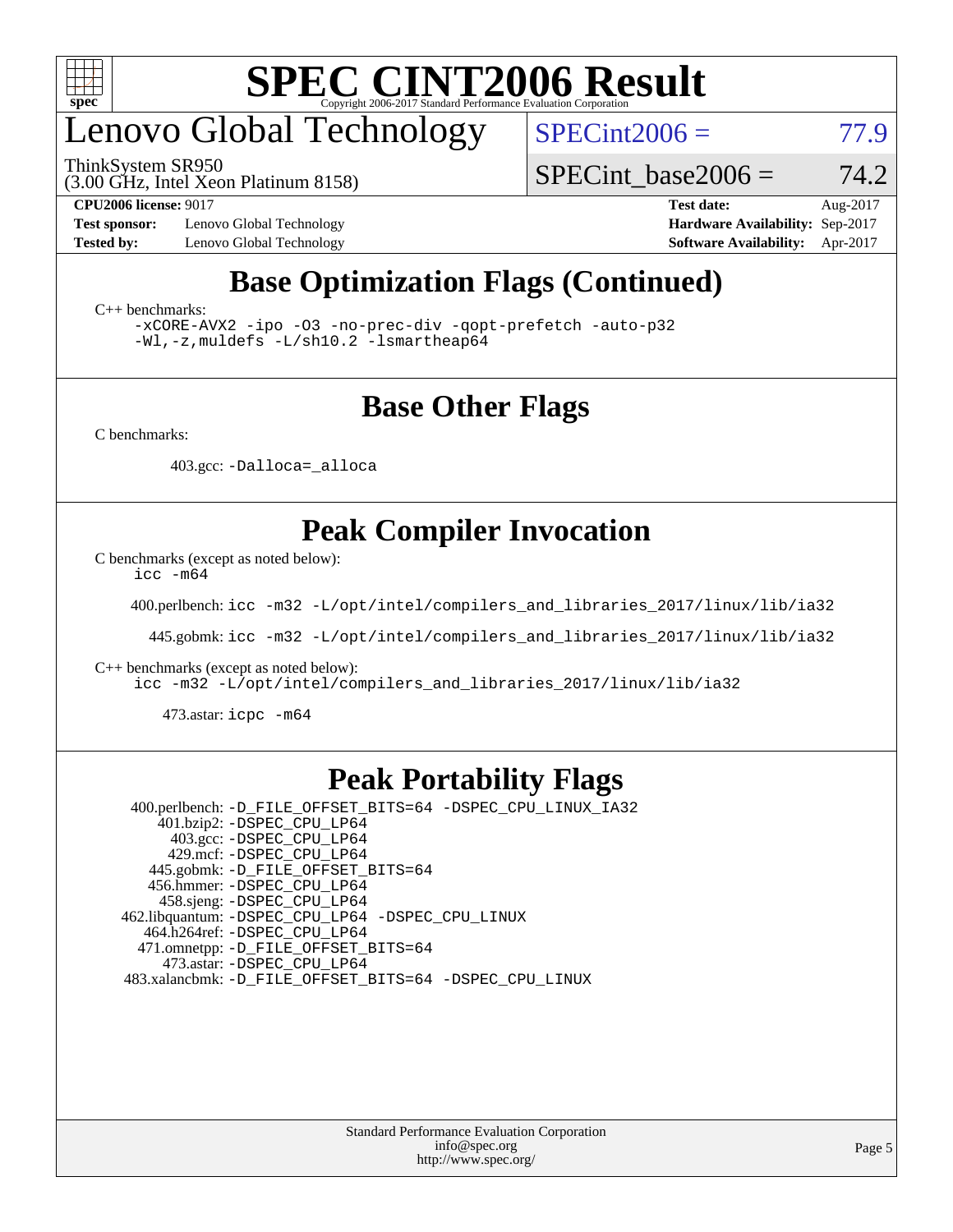# SPEC CINT2006 Result

Copyright 2006-2017 Standard Performance Evaluation Corporation

## Lenovo Global Technology

ThinkSystem SR950
(3.00 GHz, Intel Xeon Platinum 8158)

SPECint2006 = 77.9

SPECint_base2006 = 74.2

**CPU2006 license:** 9017
**Test sponsor:** Lenovo Global Technology
**Tested by:** Lenovo Global Technology

**Test date:** Aug-2017
**Hardware Availability:** Sep-2017
**Software Availability:** Apr-2017

## Base Optimization Flags (Continued)

C++ benchmarks:

```
-xCORE-AVX2 -ipo -O3 -no-prec-div -qopt-prefetch -auto-p32
-Wl,-z,muldefs -L/sh10.2 -lsmartheap64
```

## Base Other Flags

C benchmarks:

403.gcc: `-Dalloca=_alloca`

## Peak Compiler Invocation

C benchmarks (except as noted below):

```
icc -m64
```

400.perlbench: `icc -m32 -L/opt/intel/compilers_and_libraries_2017/linux/lib/ia32`

445.gobmk: `icc -m32 -L/opt/intel/compilers_and_libraries_2017/linux/lib/ia32`

C++ benchmarks (except as noted below):

```
icc -m32 -L/opt/intel/compilers_and_libraries_2017/linux/lib/ia32
```

473.astar: `icpc -m64`

## Peak Portability Flags

400.perlbench: `-D_FILE_OFFSET_BITS=64 -DSPEC_CPU_LINUX_IA32`
401.bzip2: `-DSPEC_CPU_LP64`
403.gcc: `-DSPEC_CPU_LP64`
429.mcf: `-DSPEC_CPU_LP64`
445.gobmk: `-D_FILE_OFFSET_BITS=64`
456.hmmer: `-DSPEC_CPU_LP64`
458.sjeng: `-DSPEC_CPU_LP64`
462.libquantum: `-DSPEC_CPU_LP64 -DSPEC_CPU_LINUX`
464.h264ref: `-DSPEC_CPU_LP64`
471.omnetpp: `-D_FILE_OFFSET_BITS=64`
473.astar: `-DSPEC_CPU_LP64`
483.xalancbmk: `-D_FILE_OFFSET_BITS=64 -DSPEC_CPU_LINUX`

Standard Performance Evaluation Corporation
info@spec.org
http://www.spec.org/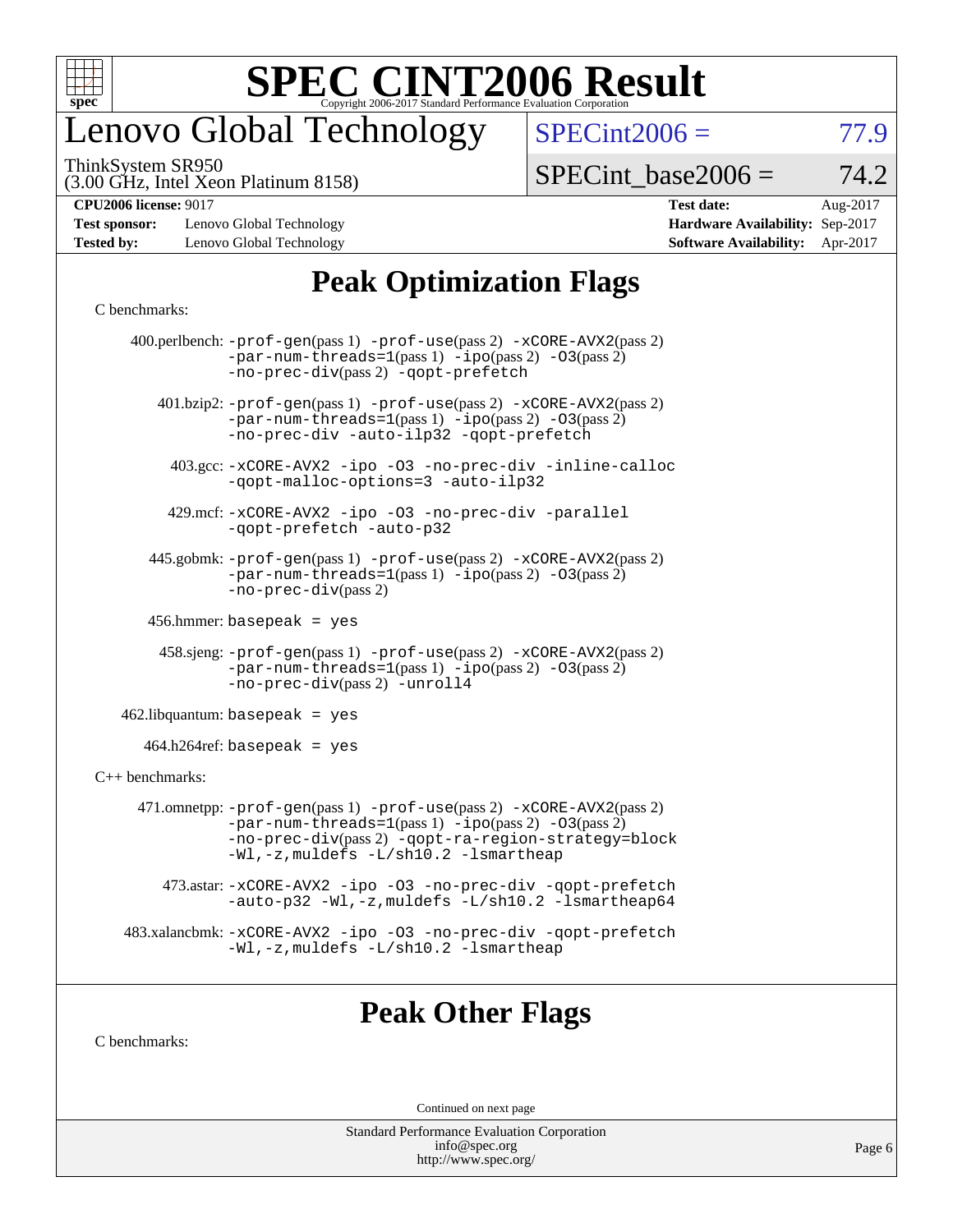# Peak Optimization Flags

C benchmarks:

400.perlbench: -prof-gen(pass 1) -prof-use(pass 2) -xCORE-AVX2(pass 2) -par-num-threads=1(pass 1) -ipo(pass 2) -O3(pass 2) -no-prec-div(pass 2) -qopt-prefetch

401.bzip2: -prof-gen(pass 1) -prof-use(pass 2) -xCORE-AVX2(pass 2) -par-num-threads=1(pass 1) -ipo(pass 2) -O3(pass 2) -no-prec-div -auto-ilp32 -qopt-prefetch

403.gcc: -xCORE-AVX2 -ipo -O3 -no-prec-div -inline-calloc -qopt-malloc-options=3 -auto-ilp32

429.mcf: -xCORE-AVX2 -ipo -O3 -no-prec-div -parallel -qopt-prefetch -auto-p32

445.gobmk: -prof-gen(pass 1) -prof-use(pass 2) -xCORE-AVX2(pass 2) -par-num-threads=1(pass 1) -ipo(pass 2) -O3(pass 2) -no-prec-div(pass 2)

456.hmmer: basepeak = yes

458.sjeng: -prof-gen(pass 1) -prof-use(pass 2) -xCORE-AVX2(pass 2) -par-num-threads=1(pass 1) -ipo(pass 2) -O3(pass 2) -no-prec-div(pass 2) -unroll4

462.libquantum: basepeak = yes

464.h264ref: basepeak = yes

C++ benchmarks:

471.omnetpp: -prof-gen(pass 1) -prof-use(pass 2) -xCORE-AVX2(pass 2) -par-num-threads=1(pass 1) -ipo(pass 2) -O3(pass 2) -no-prec-div(pass 2) -qopt-ra-region-strategy=block -Wl,-z,muldefs -L/sh10.2 -lsmartheap

473.astar: -xCORE-AVX2 -ipo -O3 -no-prec-div -qopt-prefetch -auto-p32 -Wl,-z,muldefs -L/sh10.2 -lsmartheap64

483.xalancbmk: -xCORE-AVX2 -ipo -O3 -no-prec-div -qopt-prefetch -Wl,-z,muldefs -L/sh10.2 -lsmartheap

# Peak Other Flags

C benchmarks:

Continued on next page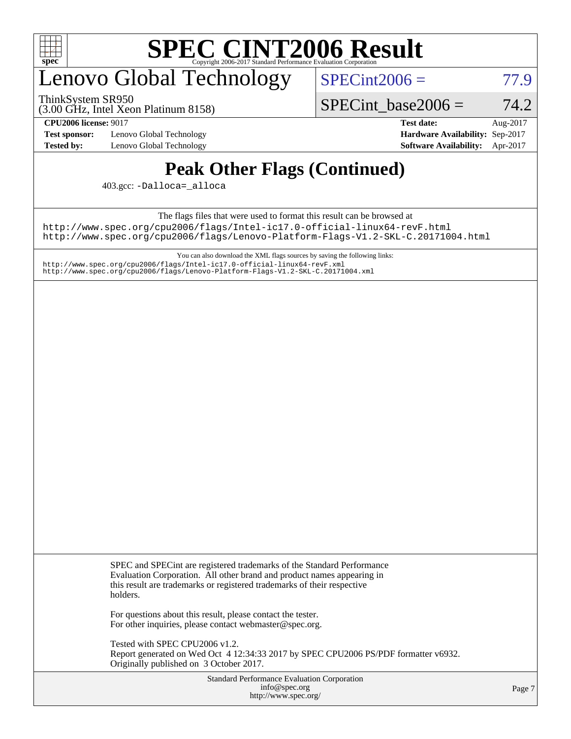## Peak Other Flags (Continued)

403.gcc: -Dalloca=_alloca

The flags files that were used to format this result can be browsed at
http://www.spec.org/cpu2006/flags/Intel-ic17.0-official-linux64-revF.html
http://www.spec.org/cpu2006/flags/Lenovo-Platform-Flags-V1.2-SKL-C.20171004.html

You can also download the XML flags sources by saving the following links:
http://www.spec.org/cpu2006/flags/Intel-ic17.0-official-linux64-revF.xml
http://www.spec.org/cpu2006/flags/Lenovo-Platform-Flags-V1.2-SKL-C.20171004.xml

SPEC and SPECint are registered trademarks of the Standard Performance Evaluation Corporation. All other brand and product names appearing in this result are trademarks or registered trademarks of their respective holders.

For questions about this result, please contact the tester.
For other inquiries, please contact webmaster@spec.org.

Tested with SPEC CPU2006 v1.2.
Report generated on Wed Oct 4 12:34:33 2017 by SPEC CPU2006 PS/PDF formatter v6932.
Originally published on 3 October 2017.